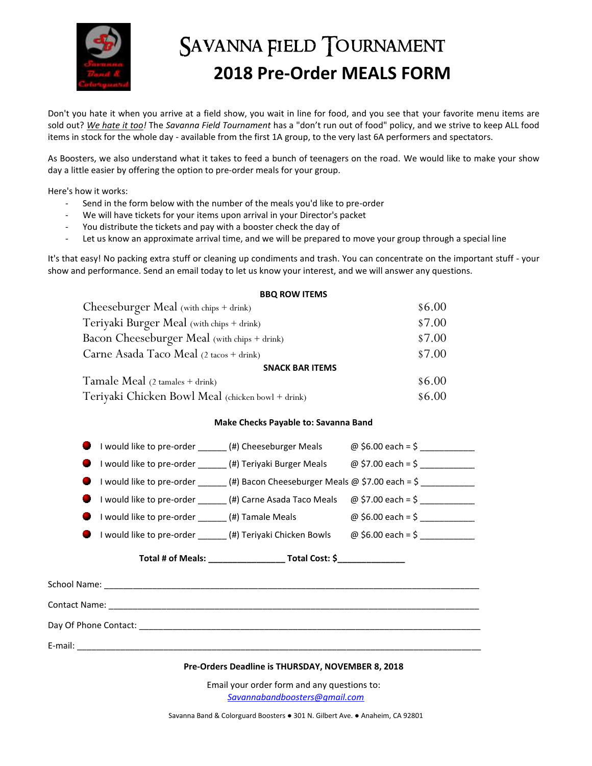# Savanna Field Tournament
## 2018 Pre-Order MEALS FORM

Don't you hate it when you arrive at a field show, you wait in line for food, and you see that your favorite menu items are sold out? *We hate it too!* The *Savanna Field Tournament* has a "don't run out of food" policy, and we strive to keep ALL food items in stock for the whole day - available from the first 1A group, to the very last 6A performers and spectators.

As Boosters, we also understand what it takes to feed a bunch of teenagers on the road. We would like to make your show day a little easier by offering the option to pre-order meals for your group.

Here's how it works:

- Send in the form below with the number of the meals you'd like to pre-order
- We will have tickets for your items upon arrival in your Director's packet
- You distribute the tickets and pay with a booster check the day of
- Let us know an approximate arrival time, and we will be prepared to move your group through a special line

It's that easy! No packing extra stuff or cleaning up condiments and trash. You can concentrate on the important stuff - your show and performance. Send an email today to let us know your interest, and we will answer any questions.

**BBQ ROW ITEMS**

| Item | Price |
|---|---|
| Cheeseburger Meal (with chips + drink) | $6.00 |
| Teriyaki Burger Meal (with chips + drink) | $7.00 |
| Bacon Cheeseburger Meal (with chips + drink) | $7.00 |
| Carne Asada Taco Meal (2 tacos + drink) | $7.00 |

**SNACK BAR ITEMS**

| Item | Price |
|---|---|
| Tamale Meal (2 tamales + drink) | $6.00 |
| Teriyaki Chicken Bowl Meal (chicken bowl + drink) | $6.00 |

**Make Checks Payable to: Savanna Band**

- I would like to pre-order ______ (#) Cheeseburger Meals @ $6.00 each = $ ___________
- I would like to pre-order ______ (#) Teriyaki Burger Meals @ $7.00 each = $ ___________
- I would like to pre-order ______ (#) Bacon Cheeseburger Meals @ $7.00 each = $ ___________
- I would like to pre-order ______ (#) Carne Asada Taco Meals @ $7.00 each = $ ___________
- I would like to pre-order ______ (#) Tamale Meals @ $6.00 each = $ ___________
- I would like to pre-order ______ (#) Teriyaki Chicken Bowls @ $6.00 each = $ ___________

**Total # of Meals: _______________ Total Cost: $_____________**

School Name: ________________________________________________________________________

Contact Name: _______________________________________________________________________

Day Of Phone Contact: _________________________________________________________________

E-mail: ____________________________________________________________________________

**Pre-Orders Deadline is THURSDAY, NOVEMBER 8, 2018**

Email your order form and any questions to:
Savannabandboosters@gmail.com

Savanna Band & Colorguard Boosters ● 301 N. Gilbert Ave. ● Anaheim, CA 92801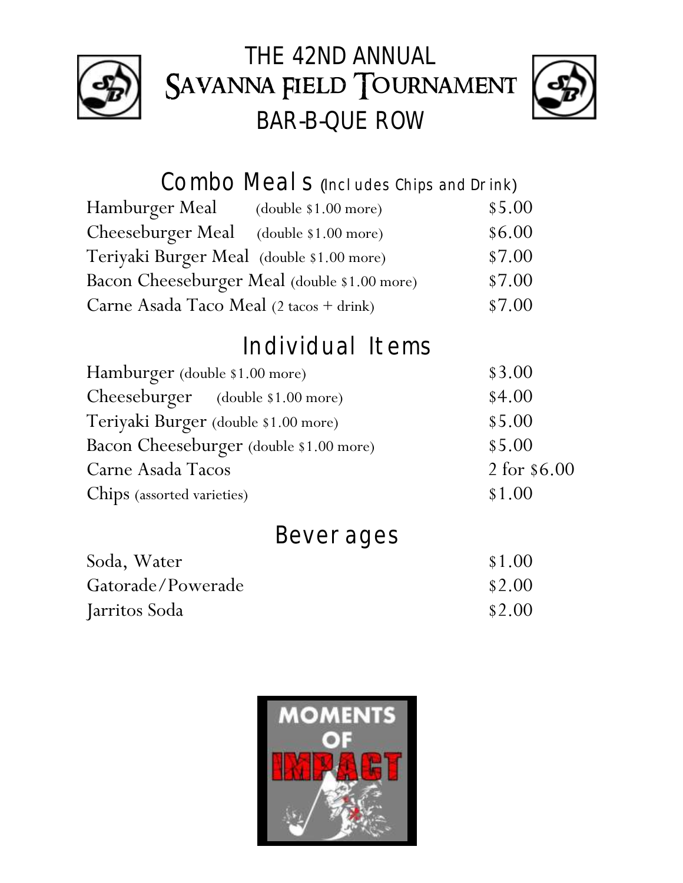# THE 42ND ANNUAL
# SAVANNA FIELD TOURNAMENT
# BAR-B-QUE ROW

## Combo Meals (Includes Chips and Drink)

| Item | Price |
|---|---|
| Hamburger Meal (double $1.00 more) | $5.00 |
| Cheeseburger Meal (double $1.00 more) | $6.00 |
| Teriyaki Burger Meal (double $1.00 more) | $7.00 |
| Bacon Cheeseburger Meal (double $1.00 more) | $7.00 |
| Carne Asada Taco Meal (2 tacos + drink) | $7.00 |

## Individual Items

| Item | Price |
|---|---|
| Hamburger (double $1.00 more) | $3.00 |
| Cheeseburger (double $1.00 more) | $4.00 |
| Teriyaki Burger (double $1.00 more) | $5.00 |
| Bacon Cheeseburger (double $1.00 more) | $5.00 |
| Carne Asada Tacos | 2 for $6.00 |
| Chips (assorted varieties) | $1.00 |

## Beverages

| Item | Price |
|---|---|
| Soda, Water | $1.00 |
| Gatorade/Powerade | $2.00 |
| Jarritos Soda | $2.00 |

MOMENTS OF IMPACT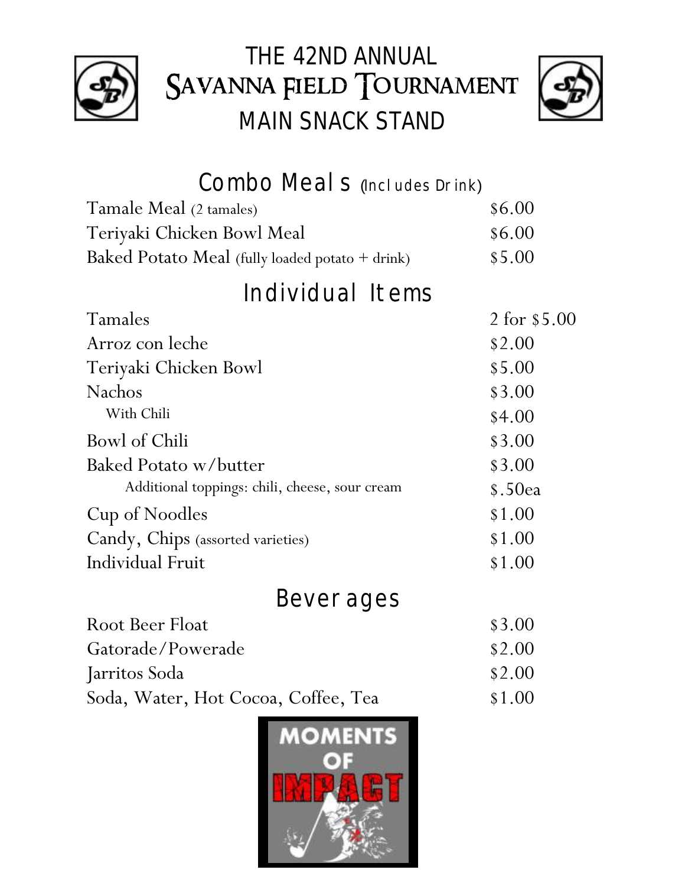# THE 42ND ANNUAL
# SAVANNA FIELD TOURNAMENT
# MAIN SNACK STAND

## Combo Meals (Includes Drink)

| | |
|---|---|
| Tamale Meal (2 tamales) | $6.00 |
| Teriyaki Chicken Bowl Meal | $6.00 |
| Baked Potato Meal (fully loaded potato + drink) | $5.00 |

## Individual Items

| | |
|---|---|
| Tamales | 2 for $5.00 |
| Arroz con leche | $2.00 |
| Teriyaki Chicken Bowl | $5.00 |
| Nachos | $3.00 |
| With Chili | $4.00 |
| Bowl of Chili | $3.00 |
| Baked Potato w/butter | $3.00 |
| Additional toppings: chili, cheese, sour cream | $.50ea |
| Cup of Noodles | $1.00 |
| Candy, Chips (assorted varieties) | $1.00 |
| Individual Fruit | $1.00 |

## Beverages

| | |
|---|---|
| Root Beer Float | $3.00 |
| Gatorade/Powerade | $2.00 |
| Jarritos Soda | $2.00 |
| Soda, Water, Hot Cocoa, Coffee, Tea | $1.00 |

MOMENTS OF IMPACT